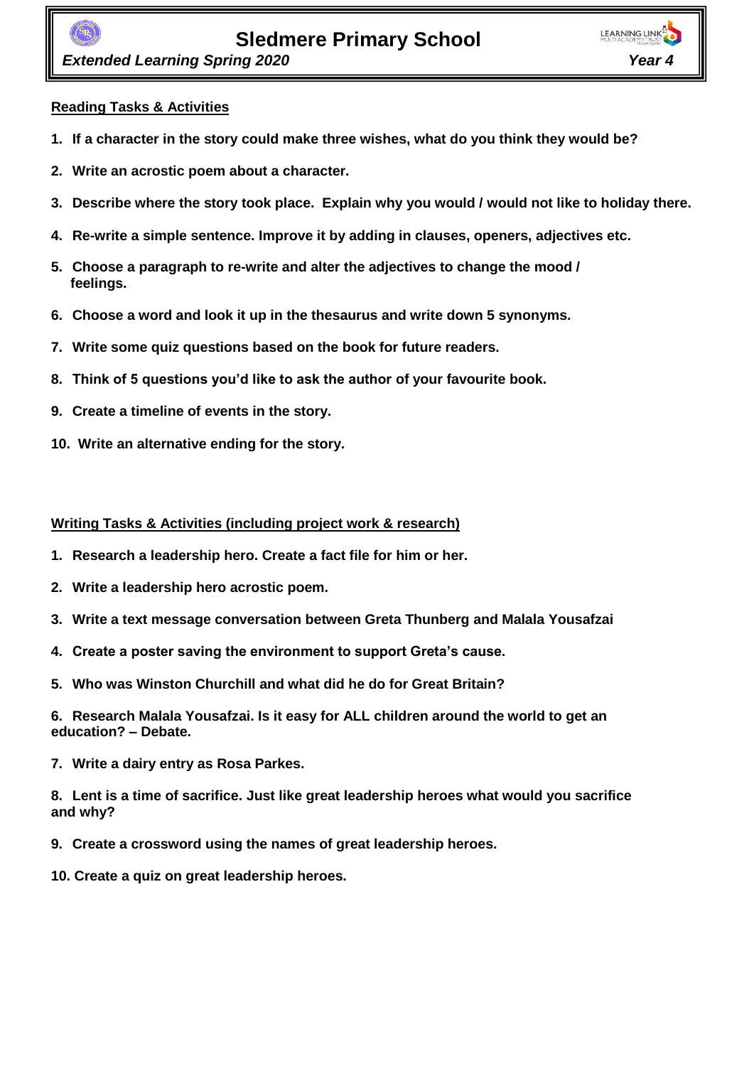# Sledmere Primary School

***Extended Learning Spring 2020*** ***Year 4***

## Reading Tasks & Activities

1. **If a character in the story could make three wishes, what do you think they would be?**
2. **Write an acrostic poem about a character.**
3. **Describe where the story took place. Explain why you would / would not like to holiday there.**
4. **Re-write a simple sentence. Improve it by adding in clauses, openers, adjectives etc.**
5. **Choose a paragraph to re-write and alter the adjectives to change the mood / feelings.**
6. **Choose a word and look it up in the thesaurus and write down 5 synonyms.**
7. **Write some quiz questions based on the book for future readers.**
8. **Think of 5 questions you'd like to ask the author of your favourite book.**
9. **Create a timeline of events in the story.**
10. **Write an alternative ending for the story.**

## Writing Tasks & Activities (including project work & research)

1. **Research a leadership hero. Create a fact file for him or her.**
2. **Write a leadership hero acrostic poem.**
3. **Write a text message conversation between Greta Thunberg and Malala Yousafzai**
4. **Create a poster saving the environment to support Greta's cause.**
5. **Who was Winston Churchill and what did he do for Great Britain?**
6. **Research Malala Yousafzai. Is it easy for ALL children around the world to get an education? – Debate.**
7. **Write a dairy entry as Rosa Parkes.**
8. **Lent is a time of sacrifice. Just like great leadership heroes what would you sacrifice and why?**
9. **Create a crossword using the names of great leadership heroes.**
10. **Create a quiz on great leadership heroes.**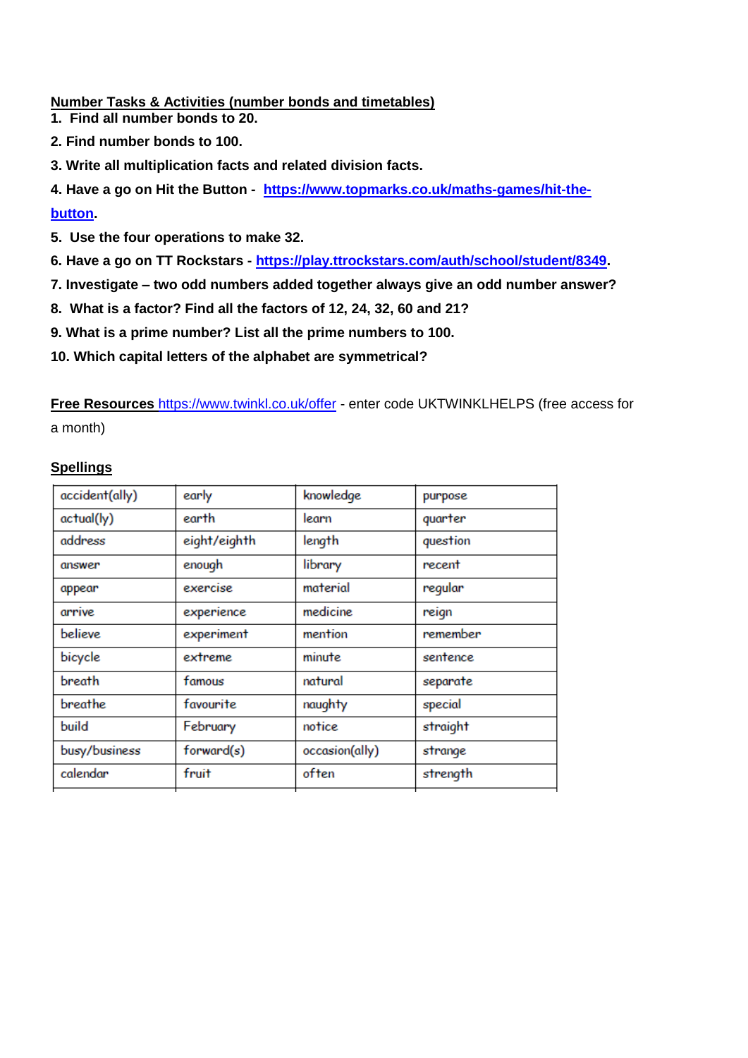**Number Tasks & Activities (number bonds and timetables)**

1. Find all number bonds to 20.
2. Find number bonds to 100.
3. Write all multiplication facts and related division facts.
4. Have a go on Hit the Button - https://www.topmarks.co.uk/maths-games/hit-the-button.
5. Use the four operations to make 32.
6. Have a go on TT Rockstars - https://play.ttrockstars.com/auth/school/student/8349.
7. Investigate – two odd numbers added together always give an odd number answer?
8. What is a factor? Find all the factors of 12, 24, 32, 60 and 21?
9. What is a prime number? List all the prime numbers to 100.
10. Which capital letters of the alphabet are symmetrical?

**Free Resources** https://www.twinkl.co.uk/offer - enter code UKTWINKLHELPS (free access for a month)

**Spellings**

| | | | |
|---|---|---|---|
| accident(ally) | early | knowledge | purpose |
| actual(ly) | earth | learn | quarter |
| address | eight/eighth | length | question |
| answer | enough | library | recent |
| appear | exercise | material | regular |
| arrive | experience | medicine | reign |
| believe | experiment | mention | remember |
| bicycle | extreme | minute | sentence |
| breath | famous | natural | separate |
| breathe | favourite | naughty | special |
| build | February | notice | straight |
| busy/business | forward(s) | occasion(ally) | strange |
| calendar | fruit | often | strength |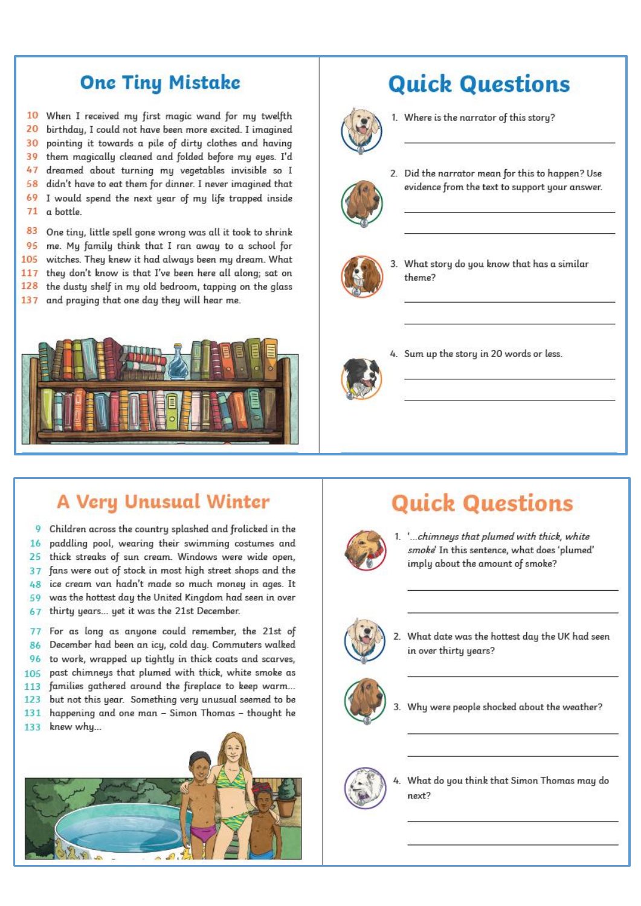# One Tiny Mistake

10 When I received my first magic wand for my twelfth
20 birthday, I could not have been more excited. I imagined
30 pointing it towards a pile of dirty clothes and having
39 them magically cleaned and folded before my eyes. I'd
47 dreamed about turning my vegetables invisible so I
58 didn't have to eat them for dinner. I never imagined that
69 I would spend the next year of my life trapped inside
71 a bottle.

83 One tiny, little spell gone wrong was all it took to shrink
95 me. My family think that I ran away to a school for
105 witches. They knew it had always been my dream. What
117 they don't know is that I've been here all along; sat on
128 the dusty shelf in my old bedroom, tapping on the glass
137 and praying that one day they will hear me.

## Quick Questions

1. Where is the narrator of this story?

___

2. Did the narrator mean for this to happen? Use evidence from the text to support your answer.

___

___

3. What story do you know that has a similar theme?

___

___

4. Sum up the story in 20 words or less.

___

___

# A Very Unusual Winter

9 Children across the country splashed and frolicked in the
16 paddling pool, wearing their swimming costumes and
25 thick streaks of sun cream. Windows were wide open,
37 fans were out of stock in most high street shops and the
48 ice cream van hadn't made so much money in ages. It
59 was the hottest day the United Kingdom had seen in over
67 thirty years... yet it was the 21st December.

77 For as long as anyone could remember, the 21st of
86 December had been an icy, cold day. Commuters walked
96 to work, wrapped up tightly in thick coats and scarves,
105 past chimneys that plumed with thick, white smoke as
113 families gathered around the fireplace to keep warm...
123 but not this year. Something very unusual seemed to be
131 happening and one man – Simon Thomas – thought he
133 knew why...

## Quick Questions

1. '*...chimneys that plumed with thick, white smoke*' In this sentence, what does 'plumed' imply about the amount of smoke?

___

___

2. What date was the hottest day the UK had seen in over thirty years?

___

3. Why were people shocked about the weather?

___

___

4. What do you think that Simon Thomas may do next?

___

___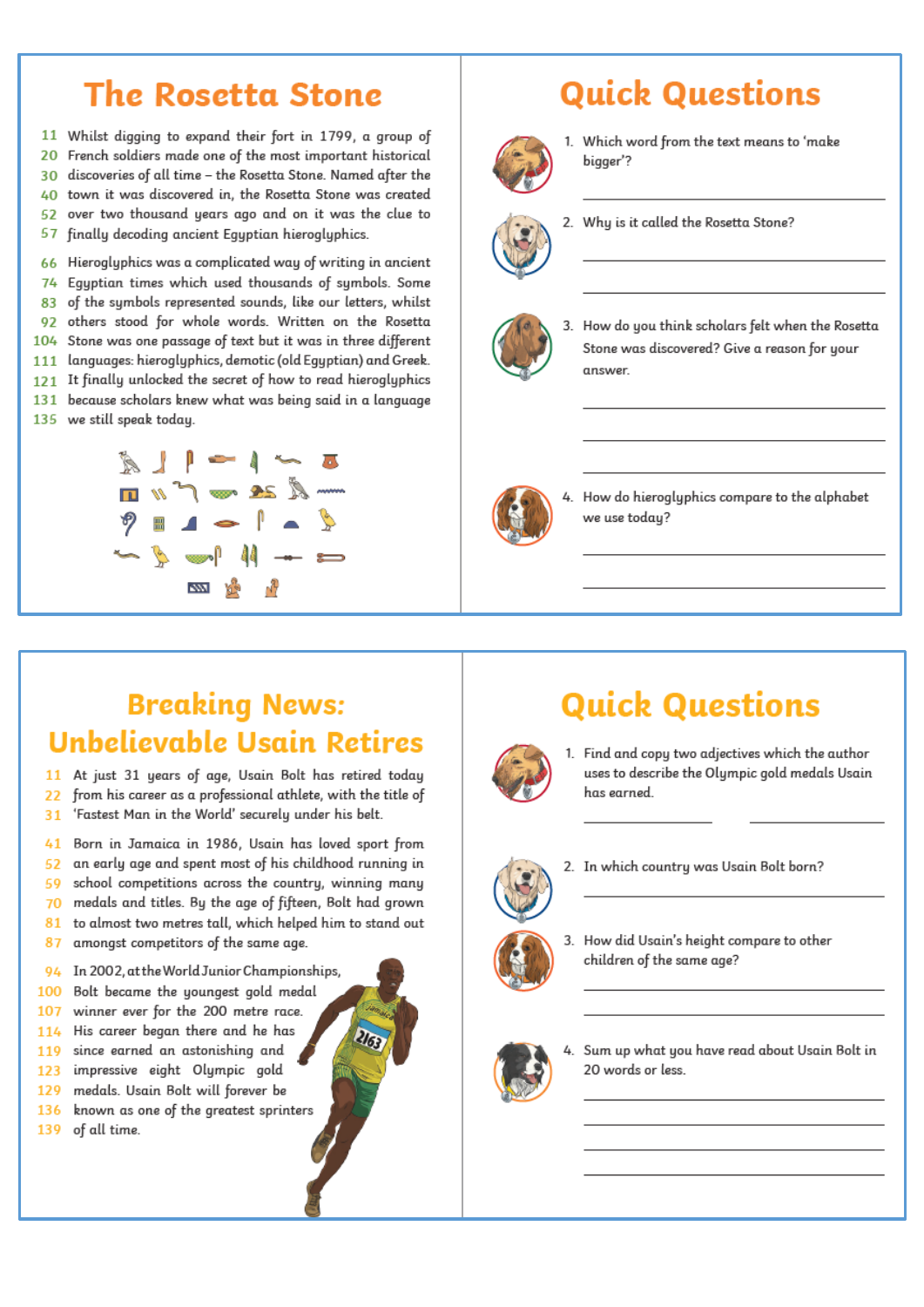# The Rosetta Stone

11 Whilst digging to expand their fort in 1799, a group of
20 French soldiers made one of the most important historical
30 discoveries of all time – the Rosetta Stone. Named after the
40 town it was discovered in, the Rosetta Stone was created
52 over two thousand years ago and on it was the clue to
57 finally decoding ancient Egyptian hieroglyphics.

66 Hieroglyphics was a complicated way of writing in ancient
74 Egyptian times which used thousands of symbols. Some
83 of the symbols represented sounds, like our letters, whilst
92 others stood for whole words. Written on the Rosetta
104 Stone was one passage of text but it was in three different
111 languages: hieroglyphics, demotic (old Egyptian) and Greek.
121 It finally unlocked the secret of how to read hieroglyphics
131 because scholars knew what was being said in a language
135 we still speak today.

# Quick Questions

1. Which word from the text means to 'make bigger'?

2. Why is it called the Rosetta Stone?

3. How do you think scholars felt when the Rosetta Stone was discovered? Give a reason for your answer.

4. How do hieroglyphics compare to the alphabet we use today?

# Breaking News: Unbelievable Usain Retires

11 At just 31 years of age, Usain Bolt has retired today
22 from his career as a professional athlete, with the title of
31 'Fastest Man in the World' securely under his belt.

41 Born in Jamaica in 1986, Usain has loved sport from
52 an early age and spent most of his childhood running in
59 school competitions across the country, winning many
70 medals and titles. By the age of fifteen, Bolt had grown
81 to almost two metres tall, which helped him to stand out
87 amongst competitors of the same age.

94 In 2002, at the World Junior Championships,
100 Bolt became the youngest gold medal
107 winner ever for the 200 metre race.
114 His career began there and he has
119 since earned an astonishing and
123 impressive eight Olympic gold
129 medals. Usain Bolt will forever be
136 known as one of the greatest sprinters
139 of all time.

# Quick Questions

1. Find and copy two adjectives which the author uses to describe the Olympic gold medals Usain has earned.

2. In which country was Usain Bolt born?

3. How did Usain's height compare to other children of the same age?

4. Sum up what you have read about Usain Bolt in 20 words or less.